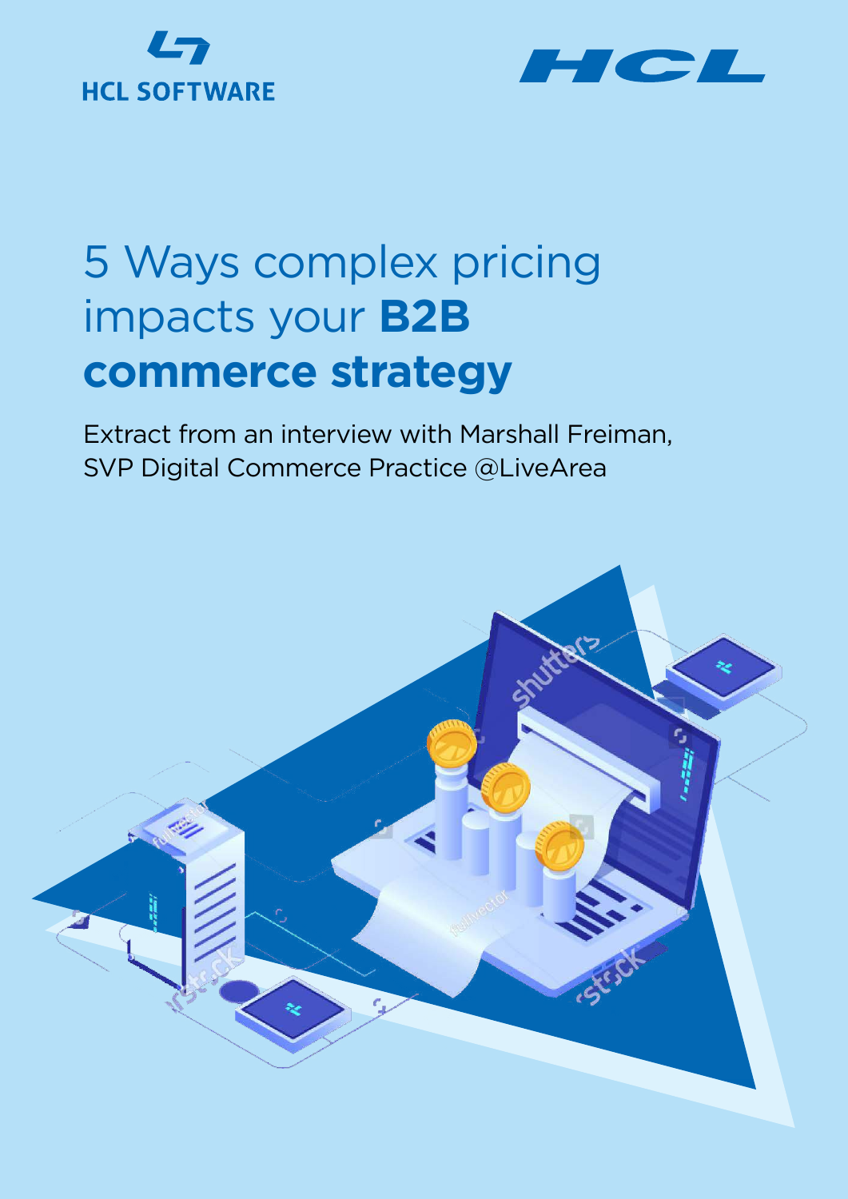HCL SOFTWARE

HCL

# 5 Ways complex pricing impacts your **B2B commerce strategy**

Extract from an interview with Marshall Freiman, SVP Digital Commerce Practice @LiveArea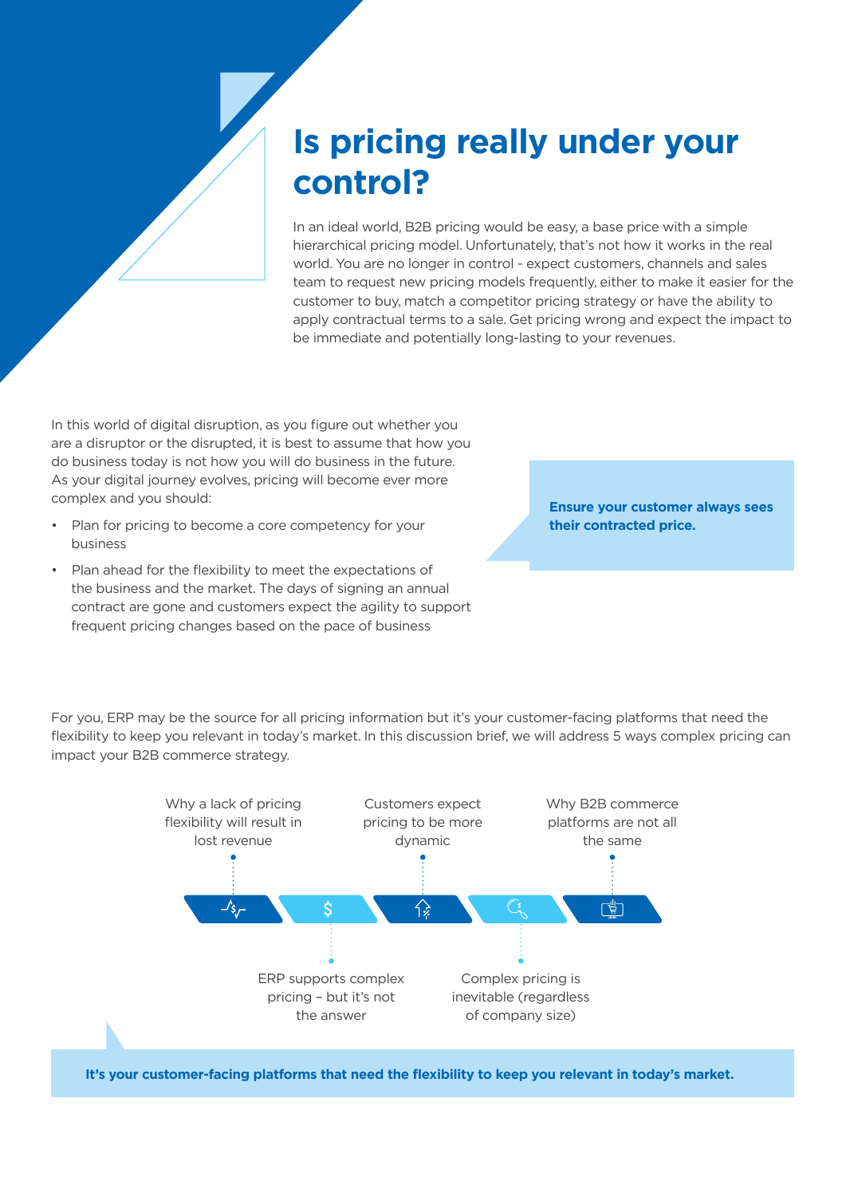# Is pricing really under your control?

In an ideal world, B2B pricing would be easy, a base price with a simple hierarchical pricing model. Unfortunately, that's not how it works in the real world. You are no longer in control - expect customers, channels and sales team to request new pricing models frequently, either to make it easier for the customer to buy, match a competitor pricing strategy or have the ability to apply contractual terms to a sale. Get pricing wrong and expect the impact to be immediate and potentially long-lasting to your revenues.

In this world of digital disruption, as you figure out whether you are a disruptor or the disrupted, it is best to assume that how you do business today is not how you will do business in the future. As your digital journey evolves, pricing will become ever more complex and you should:

- Plan for pricing to become a core competency for your business
- Plan ahead for the flexibility to meet the expectations of the business and the market. The days of signing an annual contract are gone and customers expect the agility to support frequent pricing changes based on the pace of business

**Ensure your customer always sees their contracted price.**

For you, ERP may be the source for all pricing information but it's your customer-facing platforms that need the flexibility to keep you relevant in today's market. In this discussion brief, we will address 5 ways complex pricing can impact your B2B commerce strategy.

- Why a lack of pricing flexibility will result in lost revenue
- ERP supports complex pricing – but it's not the answer
- Customers expect pricing to be more dynamic
- Complex pricing is inevitable (regardless of company size)
- Why B2B commerce platforms are not all the same

**It's your customer-facing platforms that need the flexibility to keep you relevant in today's market.**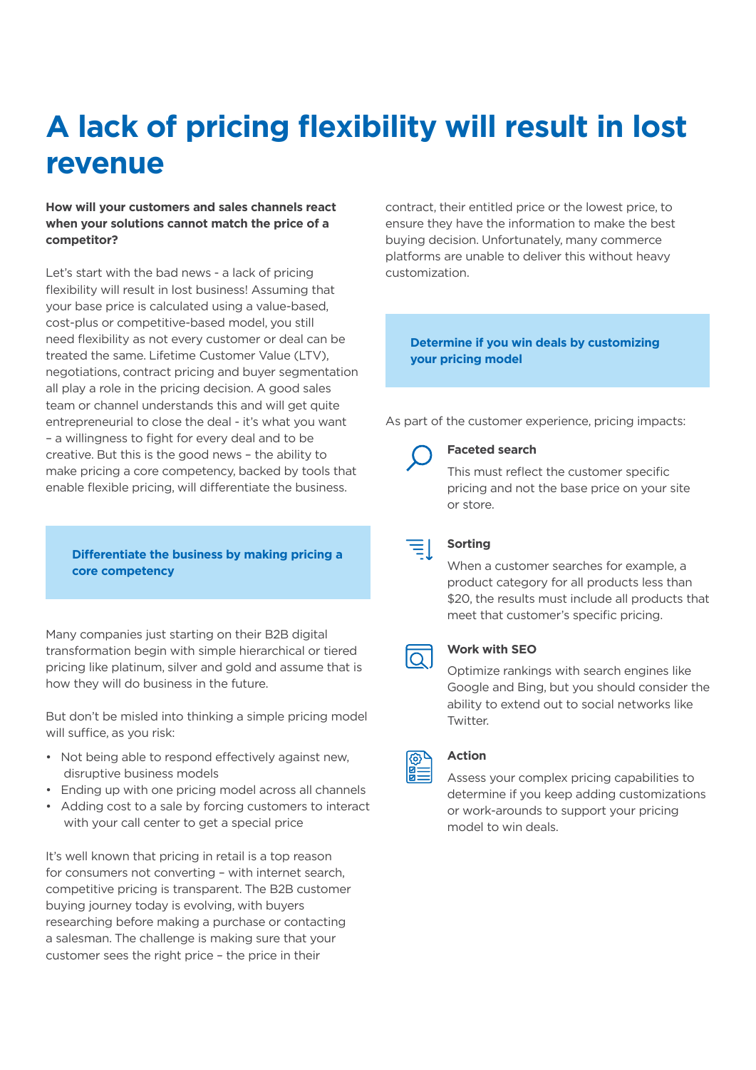# A lack of pricing flexibility will result in lost revenue

**How will your customers and sales channels react when your solutions cannot match the price of a competitor?**

Let's start with the bad news - a lack of pricing flexibility will result in lost business! Assuming that your base price is calculated using a value-based, cost-plus or competitive-based model, you still need flexibility as not every customer or deal can be treated the same. Lifetime Customer Value (LTV), negotiations, contract pricing and buyer segmentation all play a role in the pricing decision. A good sales team or channel understands this and will get quite entrepreneurial to close the deal - it's what you want – a willingness to fight for every deal and to be creative. But this is the good news – the ability to make pricing a core competency, backed by tools that enable flexible pricing, will differentiate the business.

**Differentiate the business by making pricing a core competency**

Many companies just starting on their B2B digital transformation begin with simple hierarchical or tiered pricing like platinum, silver and gold and assume that is how they will do business in the future.

But don't be misled into thinking a simple pricing model will suffice, as you risk:

- Not being able to respond effectively against new, disruptive business models
- Ending up with one pricing model across all channels
- Adding cost to a sale by forcing customers to interact with your call center to get a special price

It's well known that pricing in retail is a top reason for consumers not converting – with internet search, competitive pricing is transparent. The B2B customer buying journey today is evolving, with buyers researching before making a purchase or contacting a salesman. The challenge is making sure that your customer sees the right price – the price in their contract, their entitled price or the lowest price, to ensure they have the information to make the best buying decision. Unfortunately, many commerce platforms are unable to deliver this without heavy customization.

**Determine if you win deals by customizing your pricing model**

As part of the customer experience, pricing impacts:

**Faceted search**

This must reflect the customer specific pricing and not the base price on your site or store.

**Sorting**

When a customer searches for example, a product category for all products less than $20, the results must include all products that meet that customer's specific pricing.

**Work with SEO**

Optimize rankings with search engines like Google and Bing, but you should consider the ability to extend out to social networks like Twitter.

**Action**

Assess your complex pricing capabilities to determine if you keep adding customizations or work-arounds to support your pricing model to win deals.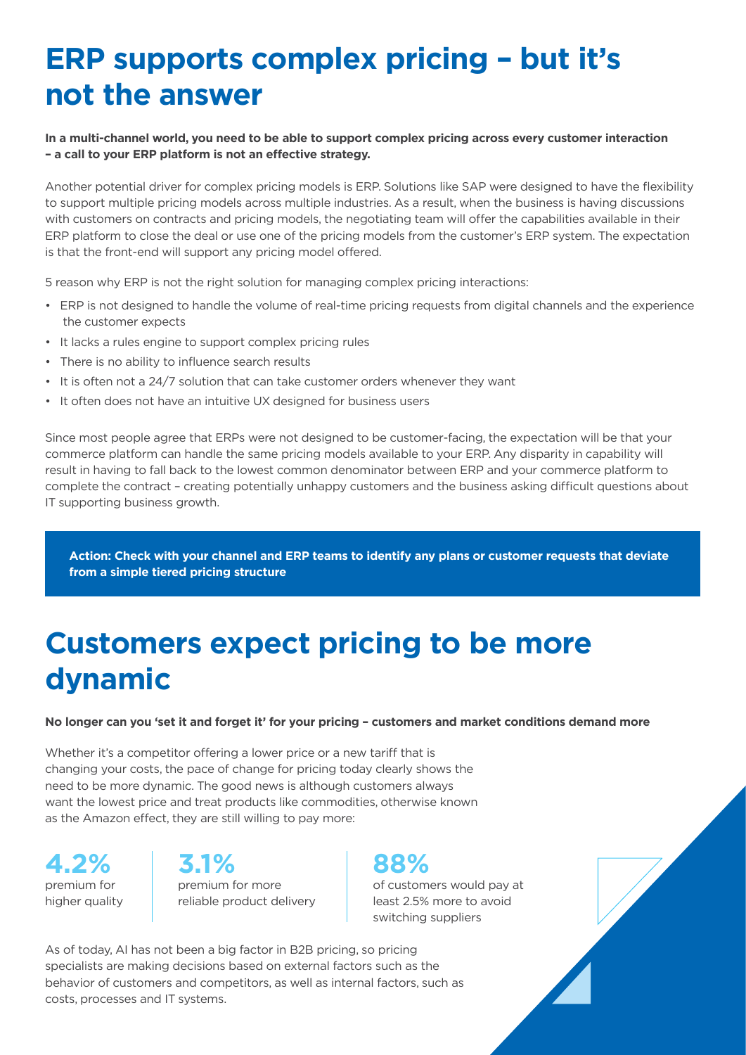# ERP supports complex pricing – but it's not the answer

**In a multi-channel world, you need to be able to support complex pricing across every customer interaction – a call to your ERP platform is not an effective strategy.**

Another potential driver for complex pricing models is ERP. Solutions like SAP were designed to have the flexibility to support multiple pricing models across multiple industries. As a result, when the business is having discussions with customers on contracts and pricing models, the negotiating team will offer the capabilities available in their ERP platform to close the deal or use one of the pricing models from the customer's ERP system. The expectation is that the front-end will support any pricing model offered.

5 reason why ERP is not the right solution for managing complex pricing interactions:

- ERP is not designed to handle the volume of real-time pricing requests from digital channels and the experience the customer expects
- It lacks a rules engine to support complex pricing rules
- There is no ability to influence search results
- It is often not a 24/7 solution that can take customer orders whenever they want
- It often does not have an intuitive UX designed for business users

Since most people agree that ERPs were not designed to be customer-facing, the expectation will be that your commerce platform can handle the same pricing models available to your ERP. Any disparity in capability will result in having to fall back to the lowest common denominator between ERP and your commerce platform to complete the contract – creating potentially unhappy customers and the business asking difficult questions about IT supporting business growth.

**Action: Check with your channel and ERP teams to identify any plans or customer requests that deviate from a simple tiered pricing structure**

# Customers expect pricing to be more dynamic

**No longer can you 'set it and forget it' for your pricing – customers and market conditions demand more**

Whether it's a competitor offering a lower price or a new tariff that is changing your costs, the pace of change for pricing today clearly shows the need to be more dynamic. The good news is although customers always want the lowest price and treat products like commodities, otherwise known as the Amazon effect, they are still willing to pay more:

**4.2%**
premium for higher quality

**3.1%**
premium for more reliable product delivery

**88%**
of customers would pay at least 2.5% more to avoid switching suppliers

As of today, AI has not been a big factor in B2B pricing, so pricing specialists are making decisions based on external factors such as the behavior of customers and competitors, as well as internal factors, such as costs, processes and IT systems.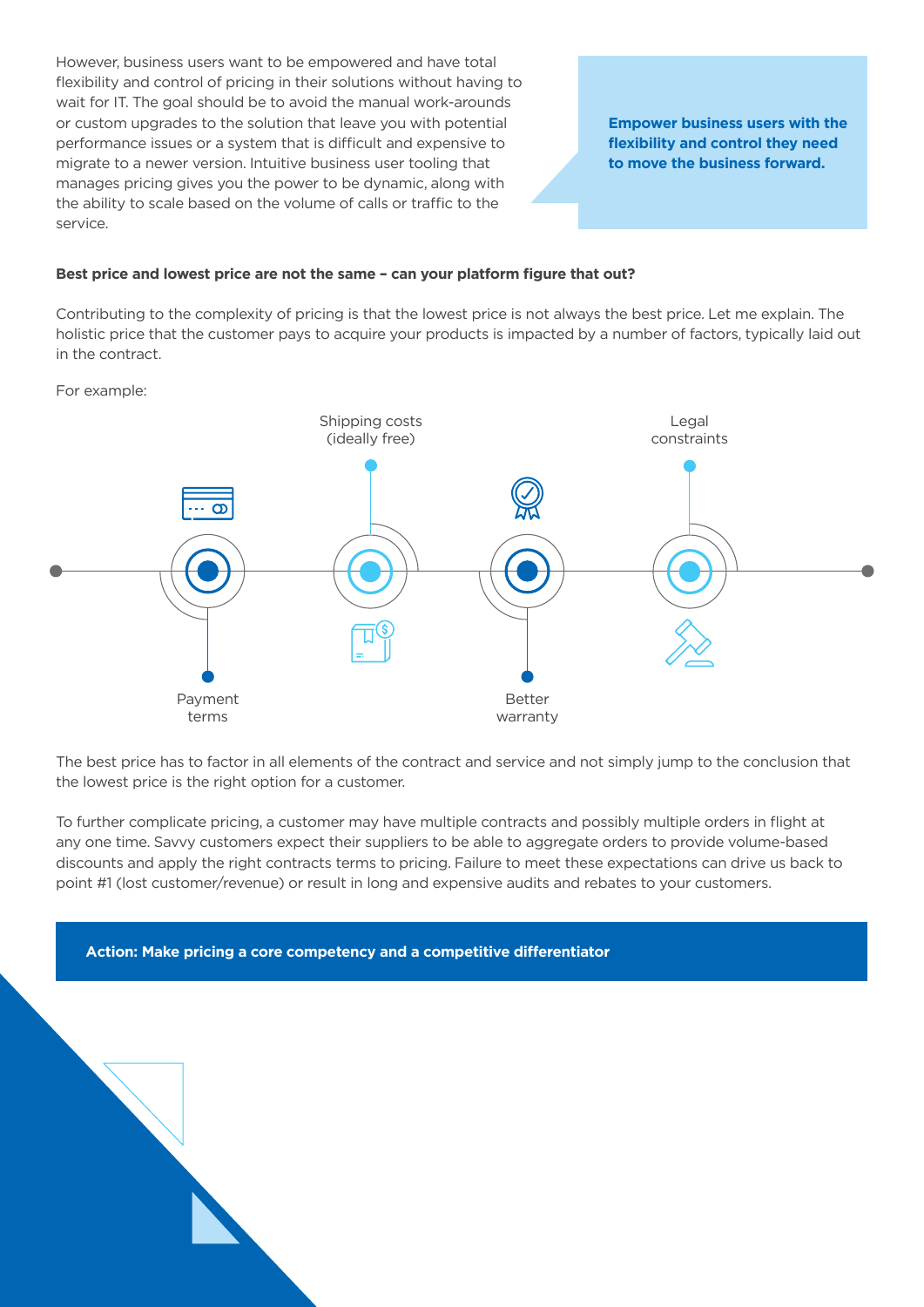However, business users want to be empowered and have total flexibility and control of pricing in their solutions without having to wait for IT. The goal should be to avoid the manual work-arounds or custom upgrades to the solution that leave you with potential performance issues or a system that is difficult and expensive to migrate to a newer version. Intuitive business user tooling that manages pricing gives you the power to be dynamic, along with the ability to scale based on the volume of calls or traffic to the service.

**Empower business users with the flexibility and control they need to move the business forward.**

**Best price and lowest price are not the same – can your platform figure that out?**

Contributing to the complexity of pricing is that the lowest price is not always the best price. Let me explain. The holistic price that the customer pays to acquire your products is impacted by a number of factors, typically laid out in the contract.

For example:

- Payment terms
- Shipping costs (ideally free)
- Better warranty
- Legal constraints

The best price has to factor in all elements of the contract and service and not simply jump to the conclusion that the lowest price is the right option for a customer.

To further complicate pricing, a customer may have multiple contracts and possibly multiple orders in flight at any one time. Savvy customers expect their suppliers to be able to aggregate orders to provide volume-based discounts and apply the right contracts terms to pricing. Failure to meet these expectations can drive us back to point #1 (lost customer/revenue) or result in long and expensive audits and rebates to your customers.

**Action: Make pricing a core competency and a competitive differentiator**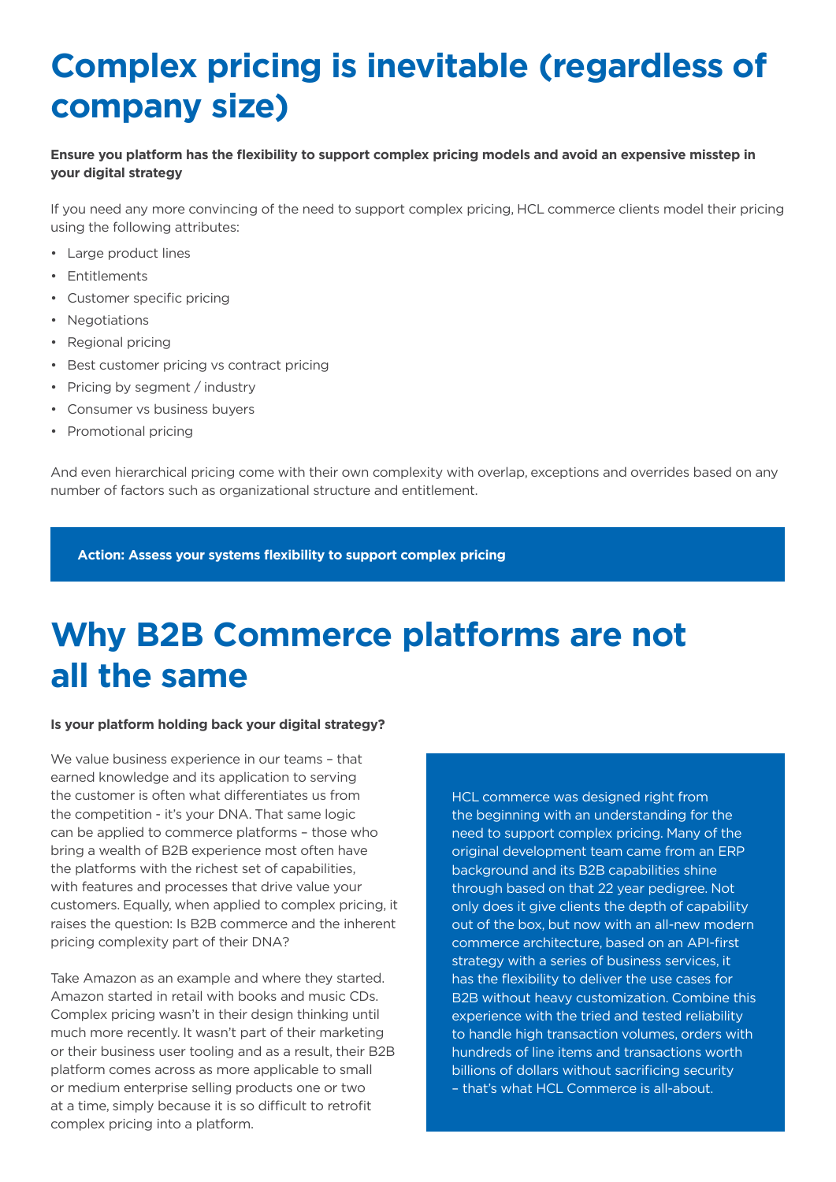# Complex pricing is inevitable (regardless of company size)

**Ensure you platform has the flexibility to support complex pricing models and avoid an expensive misstep in your digital strategy**

If you need any more convincing of the need to support complex pricing, HCL commerce clients model their pricing using the following attributes:

- Large product lines
- Entitlements
- Customer specific pricing
- Negotiations
- Regional pricing
- Best customer pricing vs contract pricing
- Pricing by segment / industry
- Consumer vs business buyers
- Promotional pricing

And even hierarchical pricing come with their own complexity with overlap, exceptions and overrides based on any number of factors such as organizational structure and entitlement.

**Action: Assess your systems flexibility to support complex pricing**

# Why B2B Commerce platforms are not all the same

**Is your platform holding back your digital strategy?**

We value business experience in our teams – that earned knowledge and its application to serving the customer is often what differentiates us from the competition - it's your DNA. That same logic can be applied to commerce platforms – those who bring a wealth of B2B experience most often have the platforms with the richest set of capabilities, with features and processes that drive value your customers. Equally, when applied to complex pricing, it raises the question: Is B2B commerce and the inherent pricing complexity part of their DNA?

Take Amazon as an example and where they started. Amazon started in retail with books and music CDs. Complex pricing wasn't in their design thinking until much more recently. It wasn't part of their marketing or their business user tooling and as a result, their B2B platform comes across as more applicable to small or medium enterprise selling products one or two at a time, simply because it is so difficult to retrofit complex pricing into a platform.

HCL commerce was designed right from the beginning with an understanding for the need to support complex pricing. Many of the original development team came from an ERP background and its B2B capabilities shine through based on that 22 year pedigree. Not only does it give clients the depth of capability out of the box, but now with an all-new modern commerce architecture, based on an API-first strategy with a series of business services, it has the flexibility to deliver the use cases for B2B without heavy customization. Combine this experience with the tried and tested reliability to handle high transaction volumes, orders with hundreds of line items and transactions worth billions of dollars without sacrificing security – that's what HCL Commerce is all-about.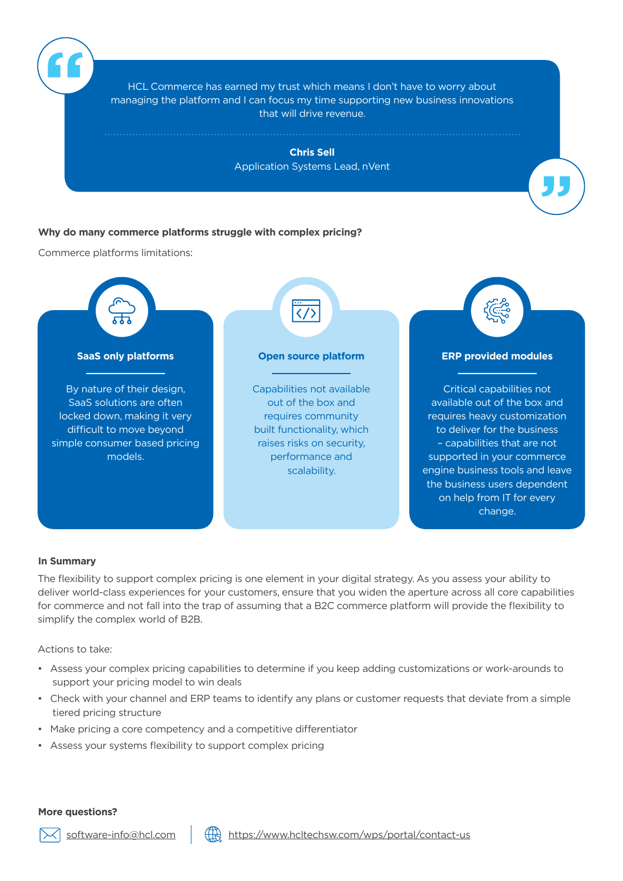> HCL Commerce has earned my trust which means I don't have to worry about managing the platform and I can focus my time supporting new business innovations that will drive revenue.
>
> **Chris Sell**
> Application Systems Lead, nVent

**Why do many commerce platforms struggle with complex pricing?**

Commerce platforms limitations:

**SaaS only platforms**

By nature of their design, SaaS solutions are often locked down, making it very difficult to move beyond simple consumer based pricing models.

**Open source platform**

Capabilities not available out of the box and requires community built functionality, which raises risks on security, performance and scalability.

**ERP provided modules**

Critical capabilities not available out of the box and requires heavy customization to deliver for the business – capabilities that are not supported in your commerce engine business tools and leave the business users dependent on help from IT for every change.

**In Summary**

The flexibility to support complex pricing is one element in your digital strategy. As you assess your ability to deliver world-class experiences for your customers, ensure that you widen the aperture across all core capabilities for commerce and not fall into the trap of assuming that a B2C commerce platform will provide the flexibility to simplify the complex world of B2B.

Actions to take:

- Assess your complex pricing capabilities to determine if you keep adding customizations or work-arounds to support your pricing model to win deals
- Check with your channel and ERP teams to identify any plans or customer requests that deviate from a simple tiered pricing structure
- Make pricing a core competency and a competitive differentiator
- Assess your systems flexibility to support complex pricing

**More questions?**

software-info@hcl.com | https://www.hcltechsw.com/wps/portal/contact-us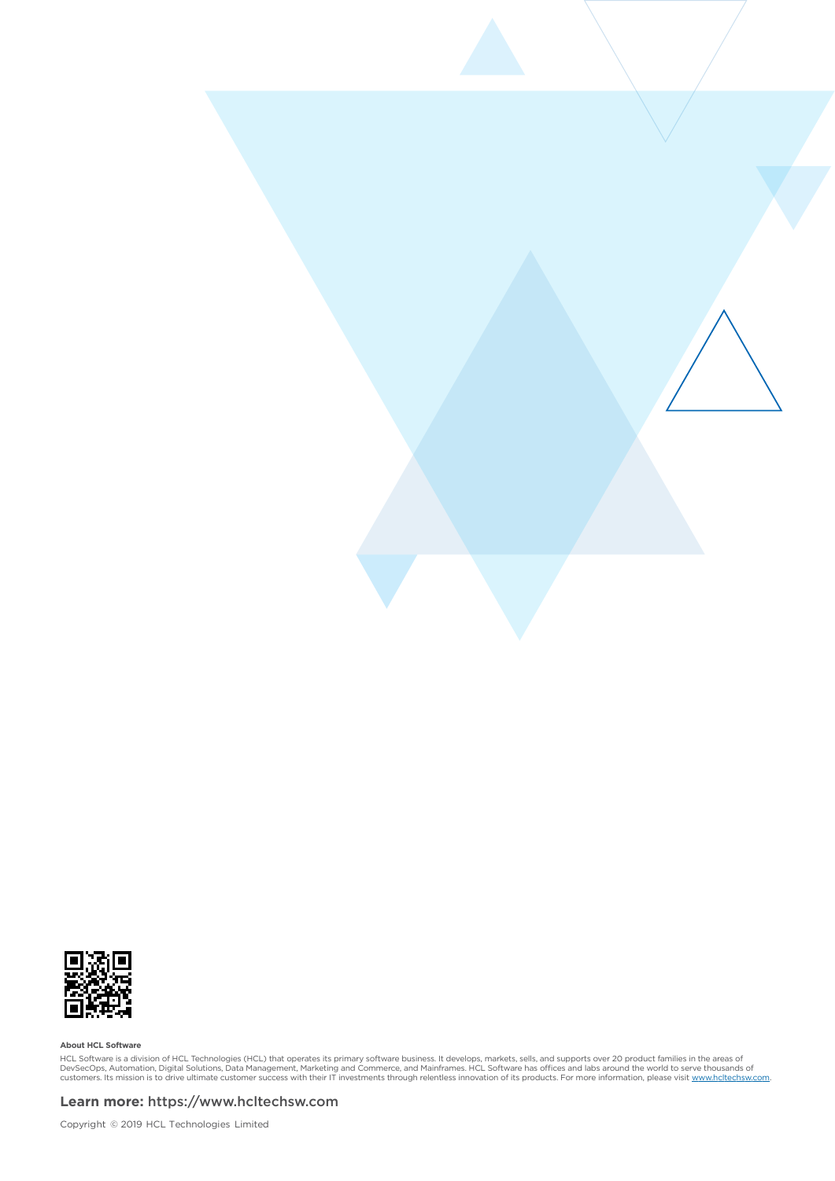**About HCL Software**

HCL Software is a division of HCL Technologies (HCL) that operates its primary software business. It develops, markets, sells, and supports over 20 product families in the areas of DevSecOps, Automation, Digital Solutions, Data Management, Marketing and Commerce, and Mainframes. HCL Software has offices and labs around the world to serve thousands of customers. Its mission is to drive ultimate customer success with their IT investments through relentless innovation of its products. For more information, please visit www.hcltechsw.com.

**Learn more:** https://www.hcltechsw.com

Copyright © 2019 HCL Technologies Limited